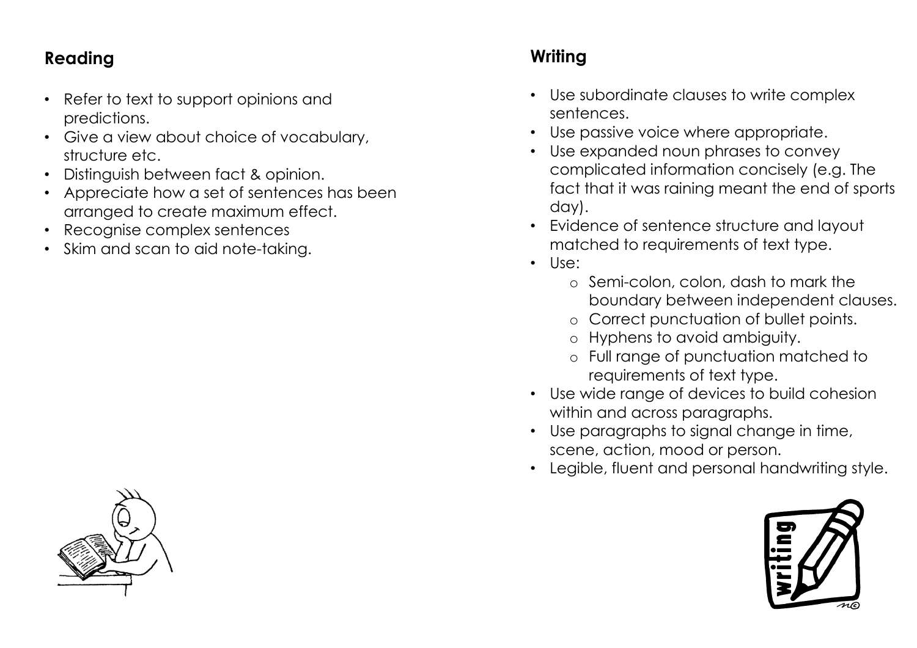## Reading

- Refer to text to support opinions and predictions.
- Give a view about choice of vocabulary, structure etc.
- Distinguish between fact & opinion.
- Appreciate how a set of sentences has been arranged to create maximum effect.
- Recognise complex sentences
- Skim and scan to aid note-taking.

## Writing

- Use subordinate clauses to write complex sentences.
- Use passive voice where appropriate.
- Use expanded noun phrases to convey complicated information concisely (e.g. The fact that it was raining meant the end of sports day).
- Evidence of sentence structure and layout matched to requirements of text type.
- Use:
  - Semi-colon, colon, dash to mark the boundary between independent clauses.
  - Correct punctuation of bullet points.
  - Hyphens to avoid ambiguity.
  - Full range of punctuation matched to requirements of text type.
- Use wide range of devices to build cohesion within and across paragraphs.
- Use paragraphs to signal change in time, scene, action, mood or person.
- Legible, fluent and personal handwriting style.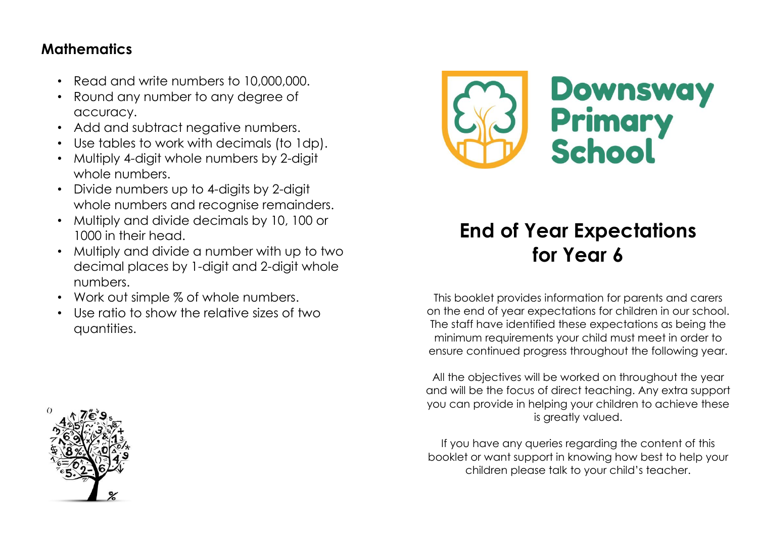## Mathematics

- Read and write numbers to 10,000,000.
- Round any number to any degree of accuracy.
- Add and subtract negative numbers.
- Use tables to work with decimals (to 1dp).
- Multiply 4-digit whole numbers by 2-digit whole numbers.
- Divide numbers up to 4-digits by 2-digit whole numbers and recognise remainders.
- Multiply and divide decimals by 10, 100 or 1000 in their head.
- Multiply and divide a number with up to two decimal places by 1-digit and 2-digit whole numbers.
- Work out simple % of whole numbers.
- Use ratio to show the relative sizes of two quantities.

**Downsway Primary School**

# End of Year Expectations for Year 6

This booklet provides information for parents and carers on the end of year expectations for children in our school. The staff have identified these expectations as being the minimum requirements your child must meet in order to ensure continued progress throughout the following year.

All the objectives will be worked on throughout the year and will be the focus of direct teaching. Any extra support you can provide in helping your children to achieve these is greatly valued.

If you have any queries regarding the content of this booklet or want support in knowing how best to help your children please talk to your child's teacher.